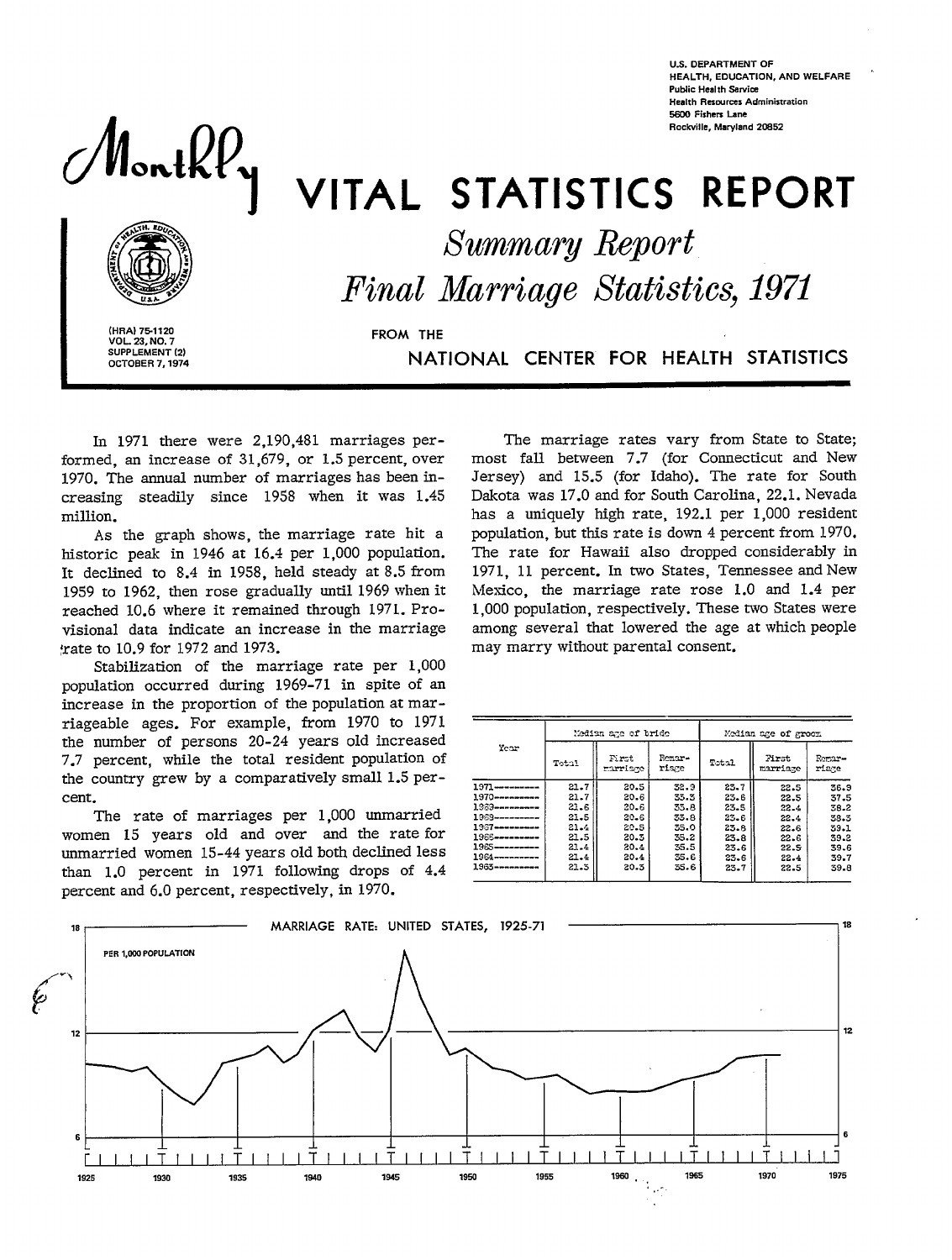U.S. DEPARTMENT OF HEALTH, EDUCATION, AND WELFARE
Public Health Service
Health Resources Administration
5600 Fishers Lane
Rockville, Maryland 20852

# Monthly VITAL STATISTICS REPORT

## *Summary Report*
## *Final Marriage Statistics, 1971*

(HRA) 75-1120
VOL. 23, NO. 7
SUPPLEMENT (2)
OCTOBER 7, 1974

FROM THE
NATIONAL CENTER FOR HEALTH STATISTICS

In 1971 there were 2,190,481 marriages performed, an increase of 31,679, or 1.5 percent, over 1970. The annual number of marriages has been increasing steadily since 1958 when it was 1.45 million.

As the graph shows, the marriage rate hit a historic peak in 1946 at 16.4 per 1,000 population. It declined to 8.4 in 1958, held steady at 8.5 from 1959 to 1962, then rose gradually until 1969 when it reached 10.6 where it remained through 1971. Provisional data indicate an increase in the marriage rate to 10.9 for 1972 and 1973.

Stabilization of the marriage rate per 1,000 population occurred during 1969-71 in spite of an increase in the proportion of the population at marriageable ages. For example, from 1970 to 1971 the number of persons 20-24 years old increased 7.7 percent, while the total resident population of the country grew by a comparatively small 1.5 percent.

The rate of marriages per 1,000 unmarried women 15 years old and over and the rate for unmarried women 15-44 years old both declined less than 1.0 percent in 1971 following drops of 4.4 percent and 6.0 percent, respectively, in 1970.

The marriage rates vary from State to State; most fall between 7.7 (for Connecticut and New Jersey) and 15.5 (for Idaho). The rate for South Dakota was 17.0 and for South Carolina, 22.1. Nevada has a uniquely high rate, 192.1 per 1,000 resident population, but this rate is down 4 percent from 1970. The rate for Hawaii also dropped considerably in 1971, 11 percent. In two States, Tennessee and New Mexico, the marriage rate rose 1.0 and 1.4 per 1,000 population, respectively. These two States were among several that lowered the age at which people may marry without parental consent.

| Year | Median age of bride | | | Median age of groom | | |
|---|---|---|---|---|---|---|
| | Total | First marriage | Remarriage | Total | First marriage | Remarriage |
| 1971 | 21.7 | 20.5 | 32.9 | 23.7 | 22.5 | 36.9 |
| 1970 | 21.7 | 20.6 | 33.3 | 23.6 | 22.5 | 37.5 |
| 1969 | 21.6 | 20.6 | 33.8 | 23.5 | 22.4 | 38.2 |
| 1968 | 21.5 | 20.6 | 33.8 | 23.6 | 22.4 | 38.3 |
| 1967 | 21.4 | 20.5 | 35.0 | 23.8 | 22.6 | 39.1 |
| 1966 | 21.5 | 20.3 | 35.2 | 23.8 | 22.6 | 39.2 |
| 1965 | 21.4 | 20.4 | 35.5 | 23.6 | 22.5 | 39.6 |
| 1964 | 21.4 | 20.4 | 35.6 | 23.6 | 22.4 | 39.7 |
| 1963 | 21.3 | 20.3 | 35.6 | 23.7 | 22.5 | 39.8 |

MARRIAGE RATE: UNITED STATES, 1925-71

PER 1,000 POPULATION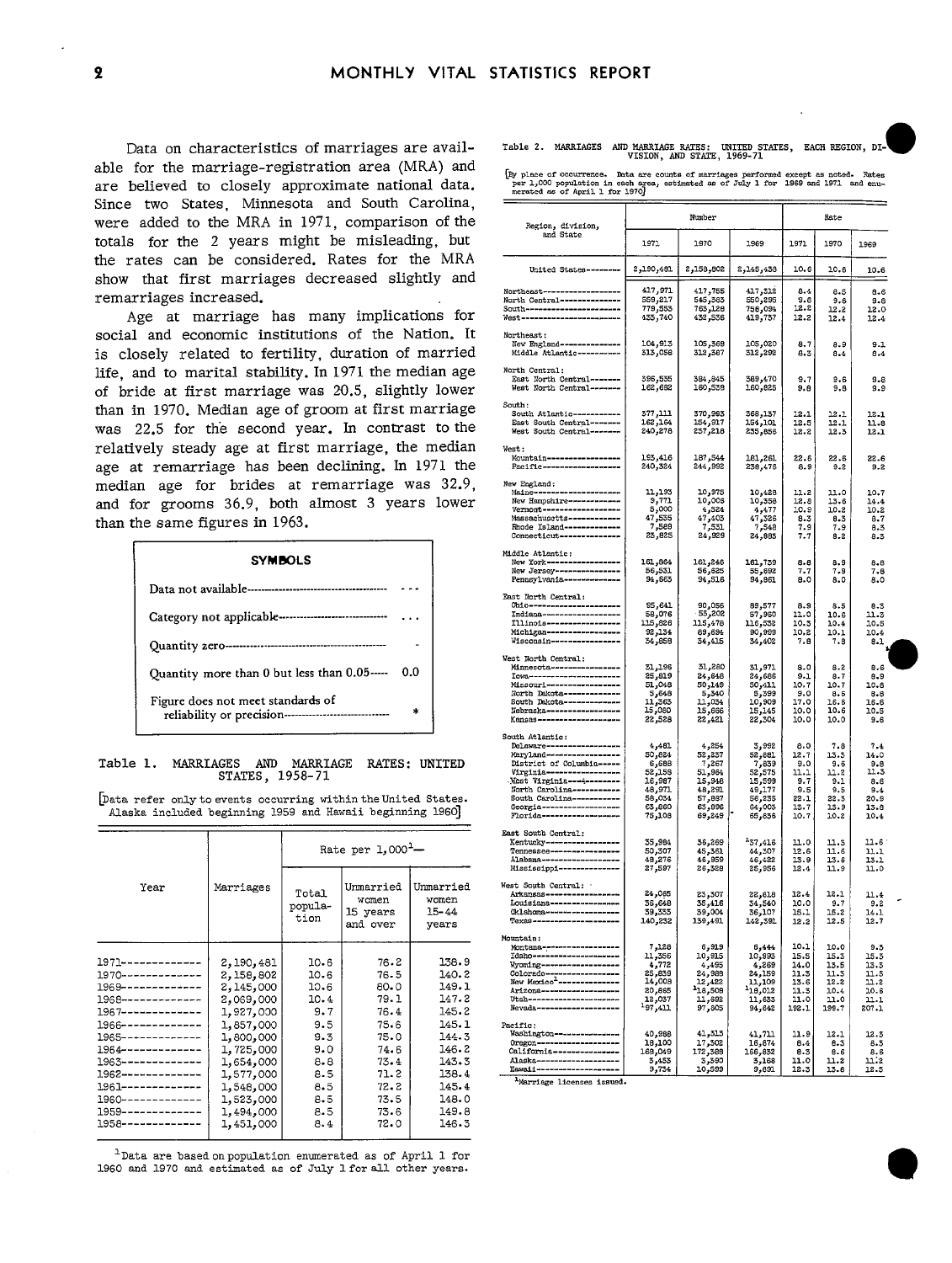Data on characteristics of marriages are available for the marriage-registration area (MRA) and are believed to closely approximate national data. Since two States, Minnesota and South Carolina, were added to the MRA in 1971, comparison of the totals for the 2 years might be misleading, but the rates can be considered. Rates for the MRA show that first marriages decreased slightly and remarriages increased.

Age at marriage has many implications for social and economic institutions of the Nation. It is closely related to fertility, duration of married life, and to marital stability. In 1971 the median age of bride at first marriage was 20.5, slightly lower than in 1970. Median age of groom at first marriage was 22.5 for the second year. In contrast to the relatively steady age at first marriage, the median age at remarriage has been declining. In 1971 the median age for brides at remarriage was 32.9, and for grooms 36.9, both almost 3 years lower than the same figures in 1963.

**SYMBOLS**

| | |
|---|---|
| Data not available | --- |
| Category not applicable | . . . |
| Quantity zero | - |
| Quantity more than 0 but less than 0.05 | 0.0 |
| Figure does not meet standards of reliability or precision | * |

Table 1. MARRIAGES AND MARRIAGE RATES: UNITED STATES, 1958-71

[Data refer only to events occurring within the United States. Alaska included beginning 1959 and Hawaii beginning 1960]

| Year | Marriages | Rate per 1,000[1]— | | |
|---|---|---|---|---|
| | | Total population | Unmarried women 15 years and over | Unmarried women 15-44 years |
| 1971 | 2,190,481 | 10.6 | 76.2 | 138.9 |
| 1970 | 2,158,802 | 10.6 | 76.5 | 140.2 |
| 1969 | 2,145,000 | 10.6 | 80.0 | 149.1 |
| 1968 | 2,069,000 | 10.4 | 79.1 | 147.2 |
| 1967 | 1,927,000 | 9.7 | 76.4 | 145.2 |
| 1966 | 1,857,000 | 9.5 | 75.6 | 145.1 |
| 1965 | 1,800,000 | 9.3 | 75.0 | 144.3 |
| 1964 | 1,725,000 | 9.0 | 74.6 | 146.2 |
| 1963 | 1,654,000 | 8.8 | 73.4 | 143.3 |
| 1962 | 1,577,000 | 8.5 | 71.2 | 138.4 |
| 1961 | 1,548,000 | 8.5 | 72.2 | 145.4 |
| 1960 | 1,523,000 | 8.5 | 73.5 | 148.0 |
| 1959 | 1,494,000 | 8.5 | 73.6 | 149.8 |
| 1958 | 1,451,000 | 8.4 | 72.0 | 146.3 |

[1]Data are based on population enumerated as of April 1 for 1960 and 1970 and estimated as of July 1 for all other years.

Table 2. MARRIAGES AND MARRIAGE RATES: UNITED STATES, EACH REGION, DIVISION, AND STATE, 1969-71

[By place of occurrence. Data are counts of marriages performed except as noted. Rates per 1,000 population in each area, estimated as of July 1 for 1969 and 1971 and enumerated as of April 1 for 1970]

| Region, division, and State | Number | | | Rate | | |
|---|---|---|---|---|---|---|
| | 1971 | 1970 | 1969 | 1971 | 1970 | 1969 |
| United States | 2,190,481 | 2,158,802 | 2,145,438 | 10.6 | 10.6 | 10.6 |
| Northeast | 417,971 | 417,755 | 417,312 | 8.4 | 8.5 | 8.6 |
| North Central | 559,217 | 545,363 | 550,295 | 9.6 | 9.6 | 9.8 |
| South | 779,553 | 763,128 | 758,094 | 12.2 | 12.2 | 12.0 |
| West | 433,740 | 432,536 | 419,737 | 12.2 | 12.4 | 12.4 |
| Northeast: | | | | | | |
| New England | 104,913 | 105,368 | 105,020 | 8.7 | 8.9 | 9.1 |
| Middle Atlantic | 313,058 | 312,387 | 312,292 | 8.3 | 8.4 | 8.4 |
| North Central: | | | | | | |
| East North Central | 396,535 | 384,845 | 389,470 | 9.7 | 9.6 | 9.8 |
| West North Central | 162,682 | 160,538 | 160,825 | 9.8 | 9.8 | 9.9 |
| South: | | | | | | |
| South Atlantic | 377,111 | 370,993 | 368,137 | 12.1 | 12.1 | 12.1 |
| East South Central | 162,164 | 154,917 | 154,101 | 12.5 | 12.1 | 11.8 |
| West South Central | 240,278 | 237,218 | 235,856 | 12.2 | 12.3 | 12.1 |
| West: | | | | | | |
| Mountain | 193,416 | 187,544 | 181,261 | 22.6 | 22.8 | 22.6 |
| Pacific | 240,324 | 244,992 | 238,476 | 8.9 | 9.2 | 9.2 |
| New England: | | | | | | |
| Maine | 11,193 | 10,975 | 10,428 | 11.2 | 11.0 | 10.7 |
| New Hampshire | 9,771 | 10,005 | 10,358 | 12.8 | 13.6 | 14.4 |
| Vermont | 5,000 | 4,524 | 4,477 | 10.9 | 10.2 | 10.2 |
| Massachusetts | 47,535 | 47,403 | 47,326 | 8.3 | 8.3 | 8.7 |
| Rhode Island | 7,589 | 7,531 | 7,548 | 7.9 | 7.9 | 8.3 |
| Connecticut | 23,825 | 24,929 | 24,883 | 7.7 | 8.2 | 8.3 |
| Middle Atlantic: | | | | | | |
| New York | 161,864 | 161,246 | 161,739 | 8.8 | 8.9 | 8.8 |
| New Jersey | 56,531 | 56,625 | 55,692 | 7.7 | 7.9 | 7.8 |
| Pennsylvania | 94,663 | 94,516 | 94,861 | 8.0 | 8.0 | 8.0 |
| East North Central: | | | | | | |
| Ohio | 95,641 | 90,056 | 89,577 | 8.9 | 8.5 | 8.3 |
| Indiana | 58,076 | 55,202 | 57,950 | 11.0 | 10.6 | 11.3 |
| Illinois | 115,826 | 115,478 | 116,532 | 10.3 | 10.4 | 10.5 |
| Michigan | 92,134 | 89,694 | 90,999 | 10.2 | 10.1 | 10.4 |
| Wisconsin | 34,858 | 34,415 | 34,402 | 7.8 | 7.8 | 8.1 |
| West North Central: | | | | | | |
| Minnesota | 31,196 | 31,280 | 31,971 | 8.0 | 8.2 | 8.6 |
| Iowa | 25,819 | 24,648 | 24,686 | 9.1 | 8.7 | 8.9 |
| Missouri | 51,048 | 50,149 | 50,411 | 10.7 | 10.7 | 10.8 |
| North Dakota | 5,648 | 5,340 | 5,299 | 9.0 | 8.5 | 8.8 |
| South Dakota | 11,363 | 11,034 | 10,909 | 17.0 | 16.6 | 16.6 |
| Nebraska | 15,080 | 15,666 | 15,145 | 10.0 | 10.6 | 10.5 |
| Kansas | 22,528 | 22,421 | 22,304 | 10.0 | 10.0 | 9.8 |
| South Atlantic: | | | | | | |
| Delaware | 4,481 | 4,254 | 3,992 | 8.0 | 7.8 | 7.4 |
| Maryland | 50,624 | 52,237 | 52,881 | 12.7 | 13.3 | 14.0 |
| District of Columbia | 6,688 | 7,267 | 7,659 | 9.0 | 9.6 | 9.8 |
| Virginia | 52,158 | 51,964 | 52,575 | 11.1 | 11.2 | 11.3 |
| West Virginia | 16,987 | 15,948 | 15,599 | 9.7 | 9.1 | 8.6 |
| North Carolina | 48,971 | 48,291 | 48,177 | 9.5 | 9.5 | 9.4 |
| South Carolina | 58,034 | 57,887 | 56,235 | 22.1 | 22.3 | 20.9 |
| Georgia | 63,860 | 63,996 | 64,003 | 13.7 | 13.9 | 13.8 |
| Florida | 75,108 | 69,249 | 65,636 | 10.7 | 10.2 | 10.4 |
| East South Central: | | | | | | |
| Kentucky | 35,984 | 36,269 | [1]37,416 | 11.0 | 11.3 | 11.6 |
| Tennessee | 50,307 | 45,361 | 44,307 | 12.6 | 11.6 | 11.1 |
| Alabama | 48,276 | 46,959 | 46,422 | 13.9 | 13.6 | 13.1 |
| Mississippi | 27,597 | 26,328 | 25,956 | 12.4 | 11.9 | 11.0 |
| West South Central: | | | | | | |
| Arkansas | 24,085 | 23,307 | 22,618 | 12.4 | 12.1 | 11.4 |
| Louisiana | 36,648 | 35,416 | 34,540 | 10.0 | 9.7 | 9.2 |
| Oklahoma | 39,333 | 39,004 | 36,107 | 15.1 | 15.2 | 14.1 |
| Texas | 140,232 | 139,491 | 142,391 | 12.2 | 12.5 | 12.7 |
| Mountain: | | | | | | |
| Montana | 7,128 | 6,919 | 6,444 | 10.1 | 10.0 | 9.5 |
| Idaho | 11,356 | 10,815 | 10,893 | 15.5 | 15.3 | 15.3 |
| Wyoming | 4,772 | 4,495 | 4,269 | 14.0 | 13.5 | 13.3 |
| Colorado | 25,639 | 24,988 | 24,159 | 11.3 | 11.3 | 11.5 |
| New Mexico[1] | 14,008 | 12,422 | 11,109 | 13.6 | 12.2 | 11.2 |
| Arizona | 20,885 | [1]18,508 | [1]18,012 | 11.3 | 10.4 | 10.6 |
| Utah | 12,037 | 11,592 | 11,633 | 11.0 | 11.0 | 11.1 |
| Nevada | [1]97,411 | 97,805 | 94,642 | 192.1 | 199.7 | 207.1 |
| Pacific: | | | | | | |
| Washington | 40,988 | 41,313 | 41,711 | 11.9 | 12.1 | 12.3 |
| Oregon | 18,100 | 17,302 | 16,674 | 8.4 | 8.3 | 8.3 |
| California | 168,049 | 172,388 | 166,832 | 8.3 | 8.6 | 8.6 |
| Alaska | 3,453 | 3,390 | 3,168 | 11.0 | 11.2 | 11.2 |
| Hawaii | 9,734 | 10,599 | 9,891 | 12.3 | 13.8 | 12.5 |

[1]Marriage licenses issued.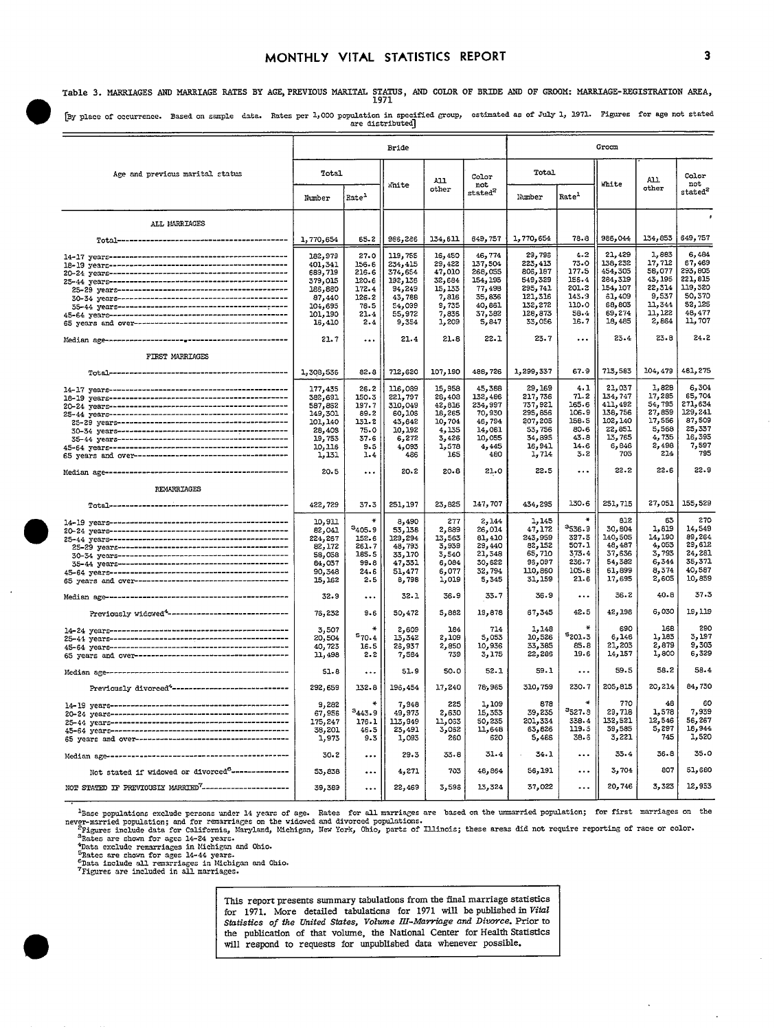Table 3. MARRIAGES AND MARRIAGE RATES BY AGE, PREVIOUS MARITAL STATUS, AND COLOR OF BRIDE AND OF GROOM: MARRIAGE-REGISTRATION AREA, 1971

[By place of occurrence. Based on sample data. Rates per 1,000 population in specified group, estimated as of July 1, 1971. Figures for age not stated are distributed]

| Age and previous marital status | Bride | | | | | Groom | | | | |
|---|---|---|---|---|---|---|---|---|---|---|
| | Total | | White | All other | Color not stated[2] | Total | | White | All other | Color not stated[2] |
| | Number | Rate[1] | | | | Number | Rate[1] | | | |
| **ALL MARRIAGES** | | | | | | | | | | |
| Total | 1,770,654 | 65.2 | 986,286 | 134,611 | 649,757 | 1,770,654 | 78.8 | 986,044 | 134,853 | 649,757 |
| 14-17 years | 182,979 | 27.0 | 119,755 | 16,450 | 46,774 | 29,798 | 4.2 | 21,429 | 1,883 | 6,484 |
| 18-19 years | 401,341 | 156.6 | 234,415 | 29,422 | 137,504 | 223,413 | 73.0 | 138,232 | 17,712 | 67,469 |
| 20-24 years | 689,719 | 216.6 | 374,654 | 47,010 | 268,055 | 808,187 | 177.5 | 454,305 | 58,077 | 295,805 |
| 25-44 years | 379,015 | 120.6 | 192,136 | 32,684 | 154,195 | 549,329 | 155.4 | 284,319 | 43,195 | 221,815 |
| 25-29 years | 185,880 | 172.4 | 94,249 | 15,133 | 77,498 | 295,741 | 201.2 | 154,107 | 22,314 | 119,320 |
| 30-34 years | 87,440 | 126.2 | 43,788 | 7,816 | 35,836 | 121,316 | 143.9 | 61,409 | 9,537 | 50,370 |
| 35-44 years | 104,695 | 78.5 | 54,099 | 9,735 | 40,861 | 132,272 | 110.0 | 68,803 | 11,344 | 52,125 |
| 45-64 years | 101,190 | 21.4 | 55,972 | 7,836 | 37,382 | 128,873 | 58.4 | 69,274 | 11,122 | 48,477 |
| 65 years and over | 16,410 | 2.4 | 9,354 | 1,209 | 5,847 | 33,056 | 16.7 | 18,485 | 2,864 | 11,707 |
| Median age | 21.7 | ... | 21.4 | 21.8 | 22.1 | 23.7 | ... | 23.4 | 23.8 | 24.2 |
| **FIRST MARRIAGES** | | | | | | | | | | |
| Total | 1,308,536 | 82.8 | 712,620 | 107,190 | 488,726 | 1,299,337 | 67.9 | 713,583 | 104,479 | 481,275 |
| 14-17 years | 177,435 | 26.2 | 116,089 | 15,958 | 45,388 | 29,169 | 4.1 | 21,037 | 1,828 | 6,304 |
| 18-19 years | 382,691 | 150.3 | 221,797 | 28,408 | 132,486 | 217,736 | 71.2 | 134,747 | 17,285 | 65,704 |
| 20-24 years | 587,862 | 197.7 | 310,049 | 42,816 | 234,997 | 737,921 | 165.6 | 411,492 | 54,795 | 271,634 |
| 25-44 years | 149,301 | 89.2 | 60,106 | 18,265 | 70,930 | 295,856 | 106.9 | 138,756 | 27,859 | 129,241 |
| 25-29 years | 101,140 | 131.2 | 43,642 | 10,704 | 46,794 | 207,205 | 158.5 | 102,140 | 17,556 | 87,509 |
| 30-34 years | 28,408 | 75.0 | 10,192 | 4,135 | 14,081 | 53,756 | 80.6 | 22,851 | 5,568 | 25,337 |
| 35-44 years | 19,753 | 37.6 | 6,272 | 3,426 | 10,055 | 34,895 | 43.8 | 13,765 | 4,735 | 16,395 |
| 45-64 years | 10,116 | 9.5 | 4,093 | 1,578 | 4,445 | 16,941 | 14.6 | 6,846 | 2,498 | 7,597 |
| 65 years and over | 1,131 | 1.4 | 486 | 165 | 480 | 1,714 | 5.2 | 705 | 214 | 795 |
| Median age | 20.5 | ... | 20.2 | 20.8 | 21.0 | 22.5 | ... | 22.2 | 22.6 | 22.9 |
| **REMARRIAGES** | | | | | | | | | | |
| Total | 422,729 | 37.3 | 251,197 | 23,825 | 147,707 | 434,295 | 130.6 | 251,715 | 27,051 | 155,529 |
| 14-19 years | 10,911 | * | 8,490 | 277 | 2,144 | 1,145 | * | 812 | 63 | 270 |
| 20-24 years | 82,041 | [3]405.9 | 53,138 | 2,889 | 26,014 | 47,172 | [3]536.9 | 30,804 | 1,819 | 14,549 |
| 25-44 years | 224,267 | 158.6 | 129,294 | 13,563 | 81,410 | 243,959 | 327.5 | 140,505 | 14,190 | 89,264 |
| 25-29 years | 82,172 | 261.7 | 48,793 | 3,939 | 29,440 | 82,152 | 507.1 | 48,487 | 4,053 | 29,612 |
| 30-34 years | 58,058 | 185.5 | 33,170 | 3,540 | 21,348 | 65,710 | 373.4 | 37,636 | 3,793 | 24,281 |
| 35-44 years | 84,037 | 99.8 | 47,331 | 6,084 | 30,622 | 96,097 | 236.7 | 54,382 | 6,344 | 35,371 |
| 45-64 years | 90,348 | 24.6 | 51,477 | 6,077 | 32,794 | 110,860 | 105.8 | 61,899 | 8,374 | 40,587 |
| 65 years and over | 15,162 | 2.5 | 8,798 | 1,019 | 5,345 | 31,159 | 21.6 | 17,695 | 2,605 | 10,859 |
| Median age | 32.9 | ... | 32.1 | 36.9 | 33.7 | 36.9 | ... | 36.2 | 40.8 | 37.3 |
| Previously widowed[4] | 76,232 | 9.6 | 50,472 | 5,882 | 19,878 | 67,345 | 42.5 | 42,196 | 6,030 | 19,119 |
| 14-24 years | 3,507 | * | 2,609 | 184 | 714 | 1,148 | * | 690 | 168 | 290 |
| 25-44 years | 20,504 | [5]70.4 | 13,342 | 2,109 | 5,053 | 10,526 | [5]201.3 | 6,146 | 1,183 | 3,197 |
| 45-64 years | 40,723 | 16.5 | 26,937 | 2,850 | 10,936 | 33,385 | 85.8 | 21,203 | 2,879 | 9,303 |
| 65 years and over | 11,498 | 2.2 | 7,584 | 739 | 3,175 | 22,286 | 19.6 | 14,157 | 1,800 | 6,329 |
| Median age | 51.8 | ... | 51.9 | 50.0 | 52.1 | 59.1 | ... | 59.5 | 58.2 | 58.4 |
| Previously divorced[4] | 292,659 | 132.8 | 196,454 | 17,240 | 78,965 | 310,759 | 230.7 | 205,815 | 20,214 | 84,730 |
| 14-19 years | 9,282 | * | 7,948 | 225 | 1,109 | 878 | * | 770 | 48 | 60 |
| 20-24 years | 67,956 | [3]443.9 | 49,973 | 2,630 | 15,353 | 39,235 | [3]527.9 | 29,718 | 1,578 | 7,939 |
| 25-44 years | 175,247 | 176.1 | 113,949 | 11,033 | 50,235 | 201,334 | 338.4 | 132,521 | 12,546 | 56,267 |
| 45-64 years | 38,201 | 46.5 | 23,491 | 3,062 | 11,648 | 63,826 | 119.5 | 39,585 | 5,297 | 18,944 |
| 65 years and over | 1,973 | 9.3 | 1,093 | 260 | 620 | 5,486 | 38.6 | 3,221 | 745 | 1,520 |
| Median age | 30.2 | ... | 29.3 | 33.8 | 31.4 | 34.1 | ... | 33.4 | 36.8 | 35.0 |
| Not stated if widowed or divorced[6] | 53,838 | ... | 4,271 | 703 | 48,864 | 56,191 | ... | 3,704 | 807 | 51,680 |
| NOT STATED IF PREVIOUSLY MARRIED[7] | 39,389 | ... | 22,469 | 3,596 | 13,324 | 37,022 | ... | 20,746 | 3,323 | 12,953 |

[1]Base populations exclude persons under 14 years of age. Rates for all marriages are based on the unmarried population; for first marriages on the never-married population; and for remarriages on the widowed and divorced populations.
[2]Figures include data for California, Maryland, Michigan, New York, Ohio, parts of Illinois; these areas did not require reporting of race or color.
[3]Rates are shown for ages 14-24 years.
[4]Data exclude remarriages in Michigan and Ohio.
[5]Rates are shown for ages 14-44 years.
[6]Data include all remarriages in Michigan and Ohio.
[7]Figures are included in all marriages.

This report presents summary tabulations from the final marriage statistics for 1971. More detailed tabulations for 1971 will be published in *Vital Statistics of the United States, Volume III-Marriage and Divorce.* Prior to the publication of that volume, the National Center for Health Statistics will respond to requests for unpublished data whenever possible.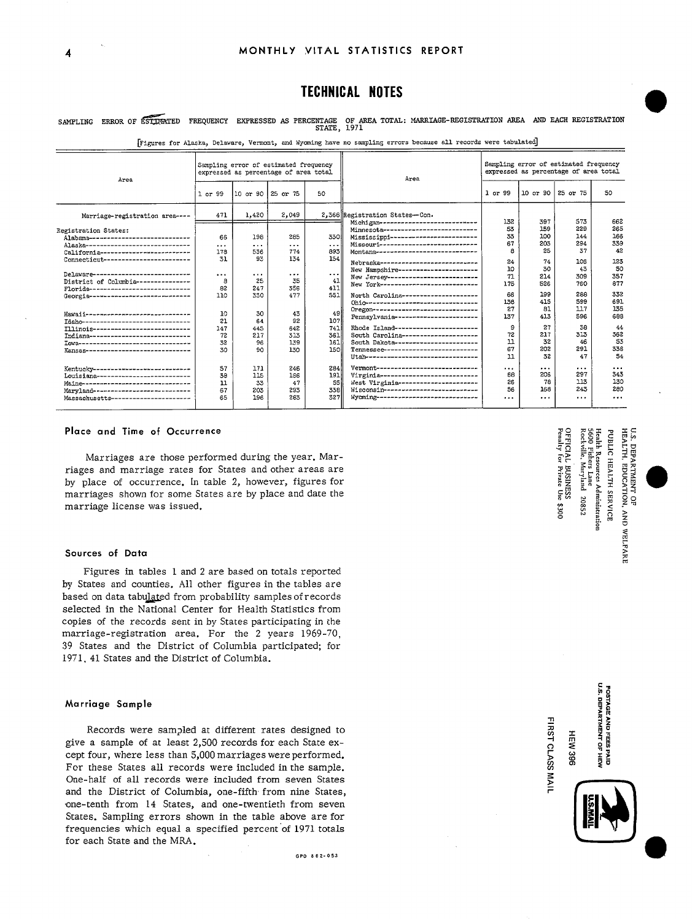# TECHNICAL NOTES

SAMPLING ERROR OF ESTIMATED FREQUENCY EXPRESSED AS PERCENTAGE OF AREA TOTAL: MARRIAGE-REGISTRATION AREA AND EACH REGISTRATION STATE, 1971

[Figures for Alaska, Delaware, Vermont, and Wyoming have no sampling errors because all records were tabulated]

| Area | Sampling error of estimated frequency expressed as percentage of area total | | | | Area | Sampling error of estimated frequency expressed as percentage of area total | | | |
|---|---|---|---|---|---|---|---|---|---|
| | 1 or 99 | 10 or 90 | 25 or 75 | 50 | | 1 or 99 | 10 or 90 | 25 or 75 | 50 |
| Marriage-registration area---- | 471 | 1,420 | 2,049 | 2,366 | Registration States—Con. | | | | |
| | | | | | Michigan---------------------------- | 132 | 397 | 573 | 662 |
| Registration States: | | | | | Minnesota--------------------------- | 53 | 159 | 229 | 265 |
| Alabama----------------------------- | 66 | 198 | 285 | 330 | Mississippi------------------------- | 33 | 100 | 144 | 166 |
| Alaska------------------------------ | ... | ... | ... | ... | Missouri---------------------------- | 67 | 203 | 294 | 339 |
| California-------------------------- | 178 | 536 | 774 | 893 | Montana----------------------------- | 8 | 25 | 37 | 42 |
| Connecticut------------------------- | 31 | 93 | 134 | 154 | Nebraska---------------------------- | 24 | 74 | 106 | 123 |
| | | | | | New Hampshire----------------------- | 10 | 30 | 43 | 50 |
| Delaware---------------------------- | ... | ... | ... | ... | New Jersey-------------------------- | 71 | 214 | 309 | 357 |
| District of Columbia---------------- | 8 | 25 | 35 | 41 | New York---------------------------- | 175 | 526 | 760 | 877 |
| Florida----------------------------- | 82 | 247 | 356 | 411 | | | | | |
| Georgia----------------------------- | 110 | 330 | 477 | 551 | North Carolina---------------------- | 66 | 199 | 288 | 332 |
| | | | | | Ohio-------------------------------- | 138 | 415 | 599 | 691 |
| Hawaii------------------------------ | 10 | 30 | 43 | 49 | Oregon------------------------------ | 27 | 81 | 117 | 135 |
| Idaho------------------------------- | 21 | 64 | 92 | 107 | Pennsylvania------------------------ | 137 | 413 | 596 | 688 |
| Illinois---------------------------- | 147 | 445 | 642 | 741 | Rhode Island------------------------ | 9 | 27 | 38 | 44 |
| Indiana----------------------------- | 72 | 217 | 313 | 361 | South Carolina---------------------- | 72 | 217 | 313 | 362 |
| Iowa-------------------------------- | 32 | 96 | 139 | 161 | South Dakota------------------------ | 11 | 32 | 46 | 53 |
| Kansas------------------------------ | 30 | 90 | 130 | 150 | Tennessee--------------------------- | 67 | 202 | 291 | 336 |
| | | | | | Utah-------------------------------- | 11 | 32 | 47 | 54 |
| Kentucky---------------------------- | 57 | 171 | 246 | 284 | Vermont----------------------------- | ... | ... | ... | ... |
| Louisiana--------------------------- | 38 | 115 | 166 | 191 | Virginia---------------------------- | 68 | 206 | 297 | 343 |
| Maine------------------------------- | 11 | 33 | 47 | 55 | West Virginia----------------------- | 26 | 78 | 113 | 130 |
| Maryland---------------------------- | 67 | 203 | 293 | 338 | Wisconsin--------------------------- | 56 | 168 | 243 | 280 |
| Massachusetts----------------------- | 65 | 196 | 283 | 327 | Wyoming----------------------------- | ... | ... | ... | ... |

## Place and Time of Occurrence

Marriages are those performed during the year. Marriages and marriage rates for States and other areas are by place of occurrence. In table 2, however, figures for marriages shown for some States are by place and date the marriage license was issued.

## Sources of Data

Figures in tables 1 and 2 are based on totals reported by States and counties. All other figures in the tables are based on data tabulated from probability samples of records selected in the National Center for Health Statistics from copies of the records sent in by States participating in the marriage-registration area. For the 2 years 1969-70, 39 States and the District of Columbia participated; for 1971, 41 States and the District of Columbia.

## Marriage Sample

Records were sampled at different rates designed to give a sample of at least 2,500 records for each State except four, where less than 5,000 marriages were performed. For these States all records were included in the sample. One-half of all records were included from seven States and the District of Columbia, one-fifth from nine States, one-tenth from 14 States, and one-twentieth from seven States. Sampling errors shown in the table above are for frequencies which equal a specified percent of 1971 totals for each State and the MRA.

U.S. DEPARTMENT OF
HEALTH, EDUCATION, AND WELFARE
PUBLIC HEALTH SERVICE
Health Resources Administration
5600 Fishers Lane
Rockville, Maryland 20852

OFFICIAL BUSINESS
Penalty for Private Use $300

POSTAGE AND FEES PAID
U.S. DEPARTMENT OF HEW
HEW 396

FIRST CLASS MAIL

GPO 862-053